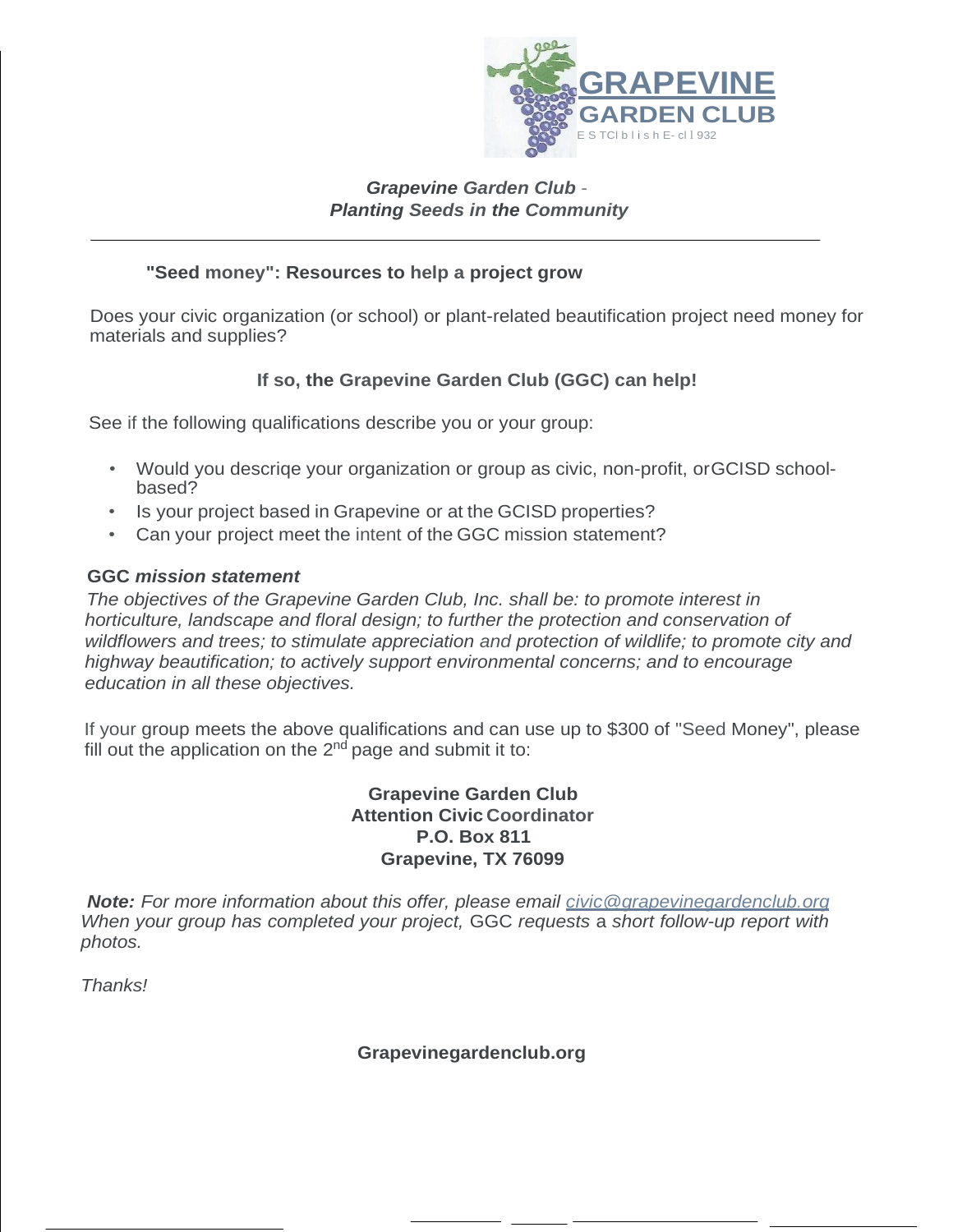**GRAPEVINE GARDEN CLUB**
ESTCl b l i s h E- cl l 932

***Grapevine Garden Club* - *Planting Seeds in the Community***

---

## "Seed money": Resources to help a project grow

Does your civic organization (or school) or plant-related beautification project need money for materials and supplies?

**If so, the Grapevine Garden Club (GGC) can help!**

See if the following qualifications describe you or your group:

- Would you descriqe your organization or group as civic, non-profit, orGCISD school-based?
- Is your project based in Grapevine or at the GCISD properties?
- Can your project meet the intent of the GGC mission statement?

**GGC *mission statement***

*The objectives of the Grapevine Garden Club, Inc. shall be: to promote interest in horticulture, landscape and floral design; to further the protection and conservation of wildflowers and trees; to stimulate appreciation and protection of wildlife; to promote city and highway beautification; to actively support environmental concerns; and to encourage education in all these objectives.*

If your group meets the above qualifications and can use up to $300 of "Seed Money", please fill out the application on the 2nd page and submit it to:

**Grapevine Garden Club**
**Attention Civic Coordinator**
**P.O. Box 811**
**Grapevine, TX 76099**

***Note:*** *For more information about this offer, please email* civic@grapevinegardenclub.org *When your group has completed your project,* GGC *requests* a *short follow-up report with photos.*

*Thanks!*

**Grapevinegardenclub.org**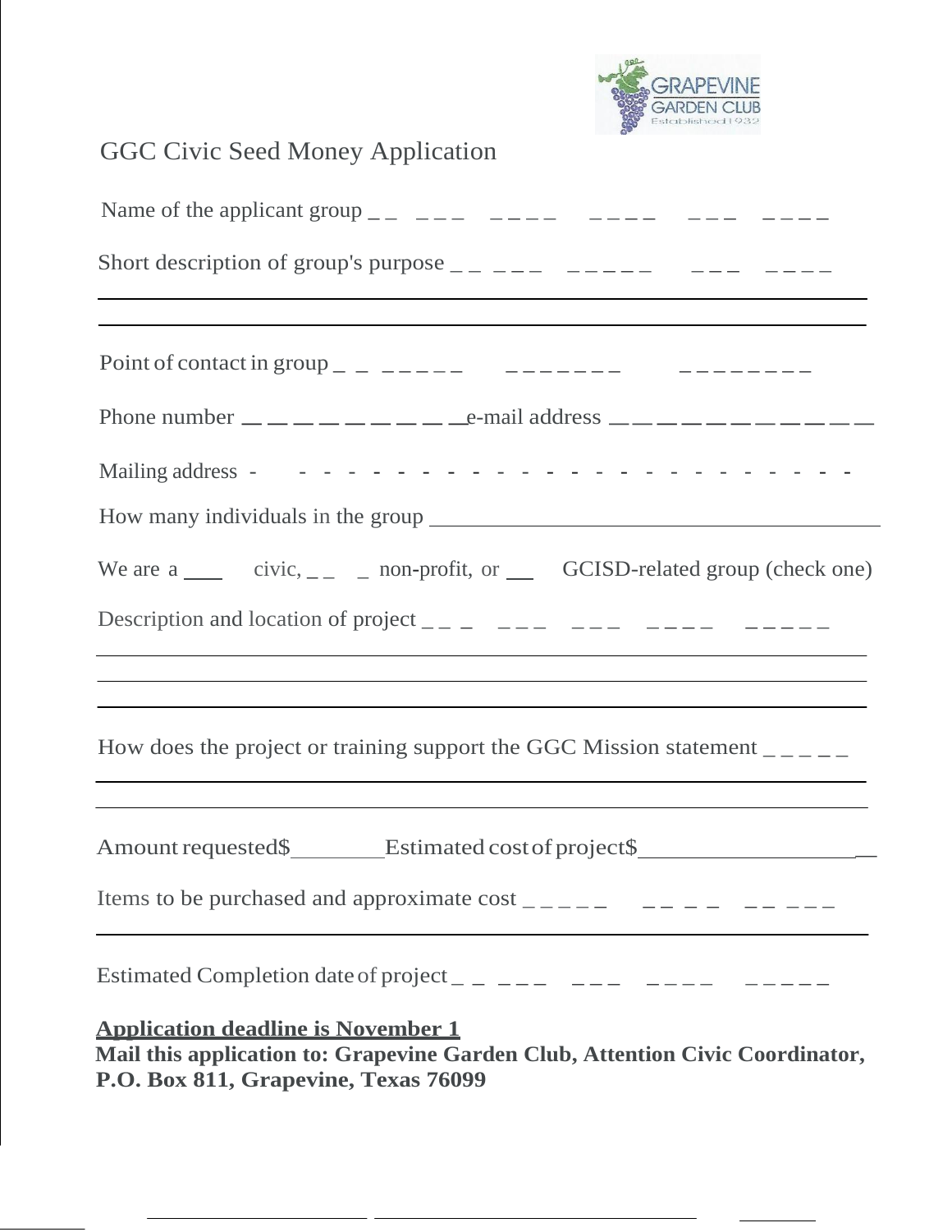GGC Civic Seed Money Application

Name of the applicant group _______________________________

Short description of group's purpose _______________________________

_______________________________________________

_______________________________________________

Point of contact in group _______________________________

Phone number ______________ e-mail address ______________

Mailing address _______________________________________

How many individuals in the group ____________________________

We are a ____ civic, ____ non-profit, or ____ GCISD-related group (check one)

Description and location of project _______________________________

_______________________________________________

_______________________________________________

_______________________________________________

How does the project or training support the GGC Mission statement ______

_______________________________________________

_______________________________________________

Amount requested$________ Estimated cost of project$____________________

Items to be purchased and approximate cost _______________________

_______________________________________________

Estimated Completion date of project _______________________________

**Application deadline is November 1**

**Mail this application to: Grapevine Garden Club, Attention Civic Coordinator, P.O. Box 811, Grapevine, Texas 76099**